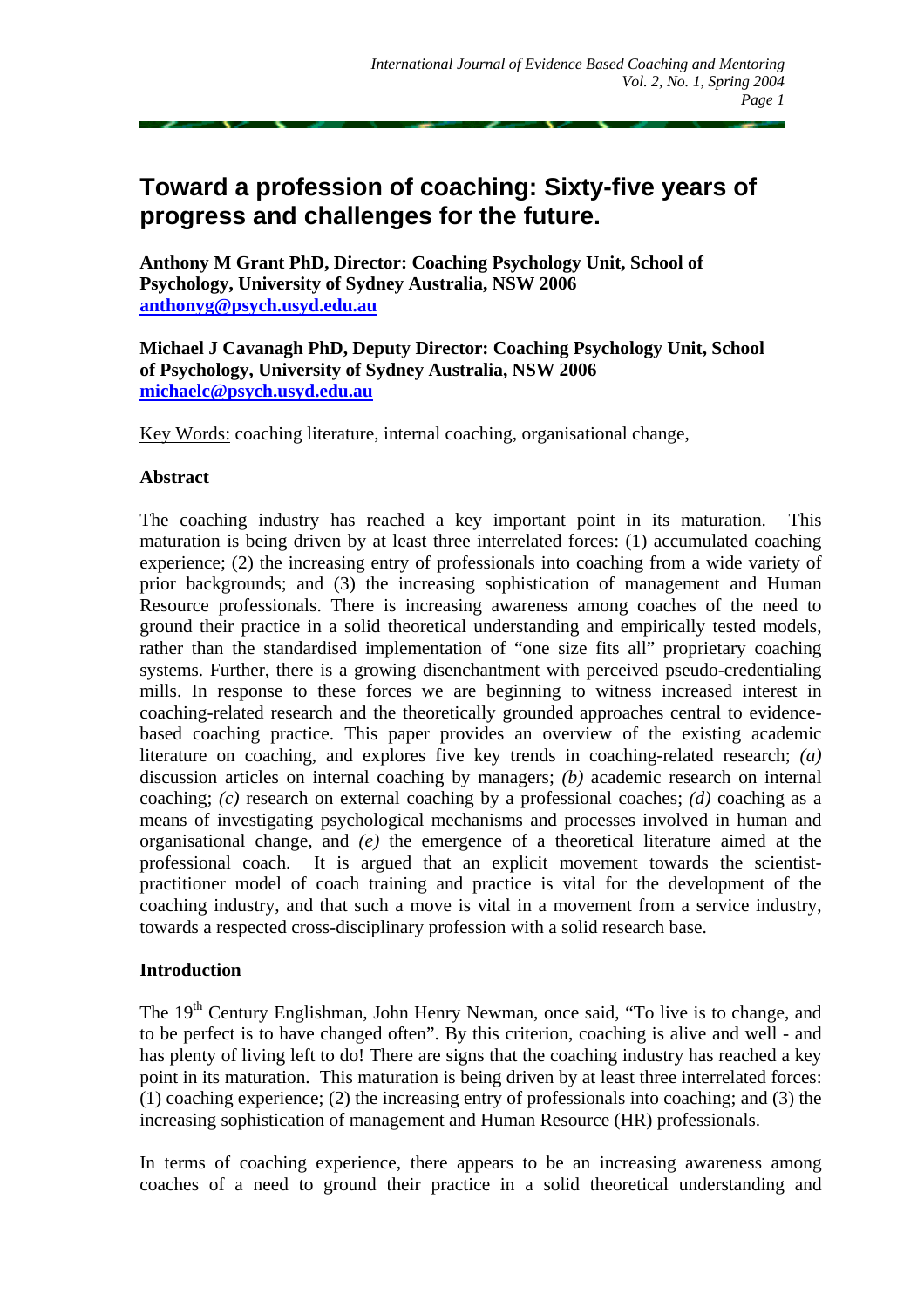# Toward a profession of coaching: Sixty-five years of progress and challenges for the future.

**Anthony M Grant PhD, Director: Coaching Psychology Unit, School of Psychology, University of Sydney Australia, NSW 2006**
**anthonyg@psych.usyd.edu.au**

**Michael J Cavanagh PhD, Deputy Director: Coaching Psychology Unit, School of Psychology, University of Sydney Australia, NSW 2006**
**michaelc@psych.usyd.edu.au**

Key Words: coaching literature, internal coaching, organisational change,

## Abstract

The coaching industry has reached a key important point in its maturation. This maturation is being driven by at least three interrelated forces: (1) accumulated coaching experience; (2) the increasing entry of professionals into coaching from a wide variety of prior backgrounds; and (3) the increasing sophistication of management and Human Resource professionals. There is increasing awareness among coaches of the need to ground their practice in a solid theoretical understanding and empirically tested models, rather than the standardised implementation of "one size fits all" proprietary coaching systems. Further, there is a growing disenchantment with perceived pseudo-credentialing mills. In response to these forces we are beginning to witness increased interest in coaching-related research and the theoretically grounded approaches central to evidence-based coaching practice. This paper provides an overview of the existing academic literature on coaching, and explores five key trends in coaching-related research; *(a)* discussion articles on internal coaching by managers; *(b)* academic research on internal coaching; *(c)* research on external coaching by a professional coaches; *(d)* coaching as a means of investigating psychological mechanisms and processes involved in human and organisational change, and *(e)* the emergence of a theoretical literature aimed at the professional coach. It is argued that an explicit movement towards the scientist-practitioner model of coach training and practice is vital for the development of the coaching industry, and that such a move is vital in a movement from a service industry, towards a respected cross-disciplinary profession with a solid research base.

## Introduction

The 19th Century Englishman, John Henry Newman, once said, "To live is to change, and to be perfect is to have changed often". By this criterion, coaching is alive and well - and has plenty of living left to do! There are signs that the coaching industry has reached a key point in its maturation. This maturation is being driven by at least three interrelated forces: (1) coaching experience; (2) the increasing entry of professionals into coaching; and (3) the increasing sophistication of management and Human Resource (HR) professionals.

In terms of coaching experience, there appears to be an increasing awareness among coaches of a need to ground their practice in a solid theoretical understanding and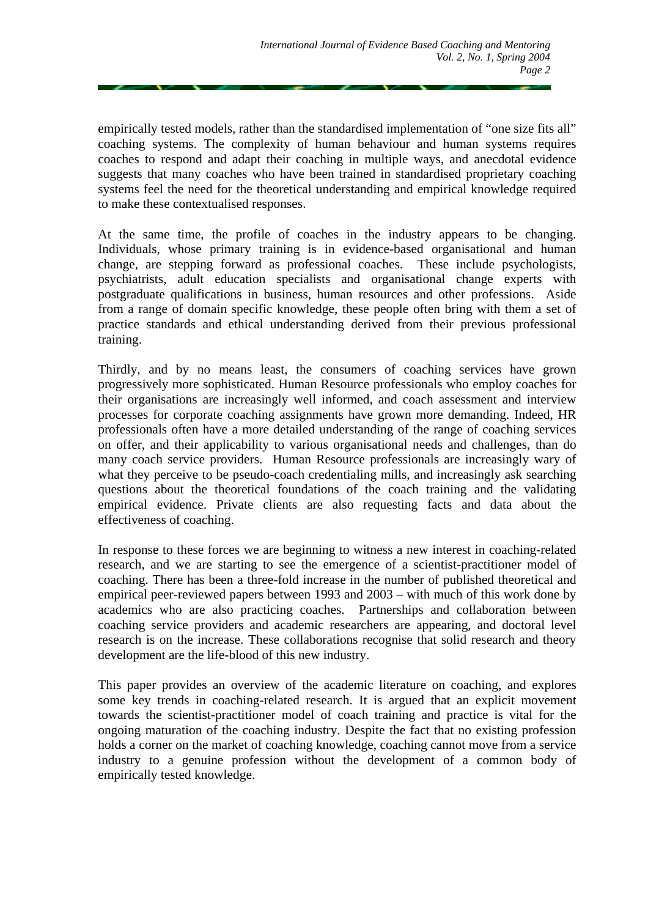empirically tested models, rather than the standardised implementation of "one size fits all" coaching systems. The complexity of human behaviour and human systems requires coaches to respond and adapt their coaching in multiple ways, and anecdotal evidence suggests that many coaches who have been trained in standardised proprietary coaching systems feel the need for the theoretical understanding and empirical knowledge required to make these contextualised responses.

At the same time, the profile of coaches in the industry appears to be changing. Individuals, whose primary training is in evidence-based organisational and human change, are stepping forward as professional coaches. These include psychologists, psychiatrists, adult education specialists and organisational change experts with postgraduate qualifications in business, human resources and other professions. Aside from a range of domain specific knowledge, these people often bring with them a set of practice standards and ethical understanding derived from their previous professional training.

Thirdly, and by no means least, the consumers of coaching services have grown progressively more sophisticated. Human Resource professionals who employ coaches for their organisations are increasingly well informed, and coach assessment and interview processes for corporate coaching assignments have grown more demanding. Indeed, HR professionals often have a more detailed understanding of the range of coaching services on offer, and their applicability to various organisational needs and challenges, than do many coach service providers. Human Resource professionals are increasingly wary of what they perceive to be pseudo-coach credentialing mills, and increasingly ask searching questions about the theoretical foundations of the coach training and the validating empirical evidence. Private clients are also requesting facts and data about the effectiveness of coaching.

In response to these forces we are beginning to witness a new interest in coaching-related research, and we are starting to see the emergence of a scientist-practitioner model of coaching. There has been a three-fold increase in the number of published theoretical and empirical peer-reviewed papers between 1993 and 2003 – with much of this work done by academics who are also practicing coaches. Partnerships and collaboration between coaching service providers and academic researchers are appearing, and doctoral level research is on the increase. These collaborations recognise that solid research and theory development are the life-blood of this new industry.

This paper provides an overview of the academic literature on coaching, and explores some key trends in coaching-related research. It is argued that an explicit movement towards the scientist-practitioner model of coach training and practice is vital for the ongoing maturation of the coaching industry. Despite the fact that no existing profession holds a corner on the market of coaching knowledge, coaching cannot move from a service industry to a genuine profession without the development of a common body of empirically tested knowledge.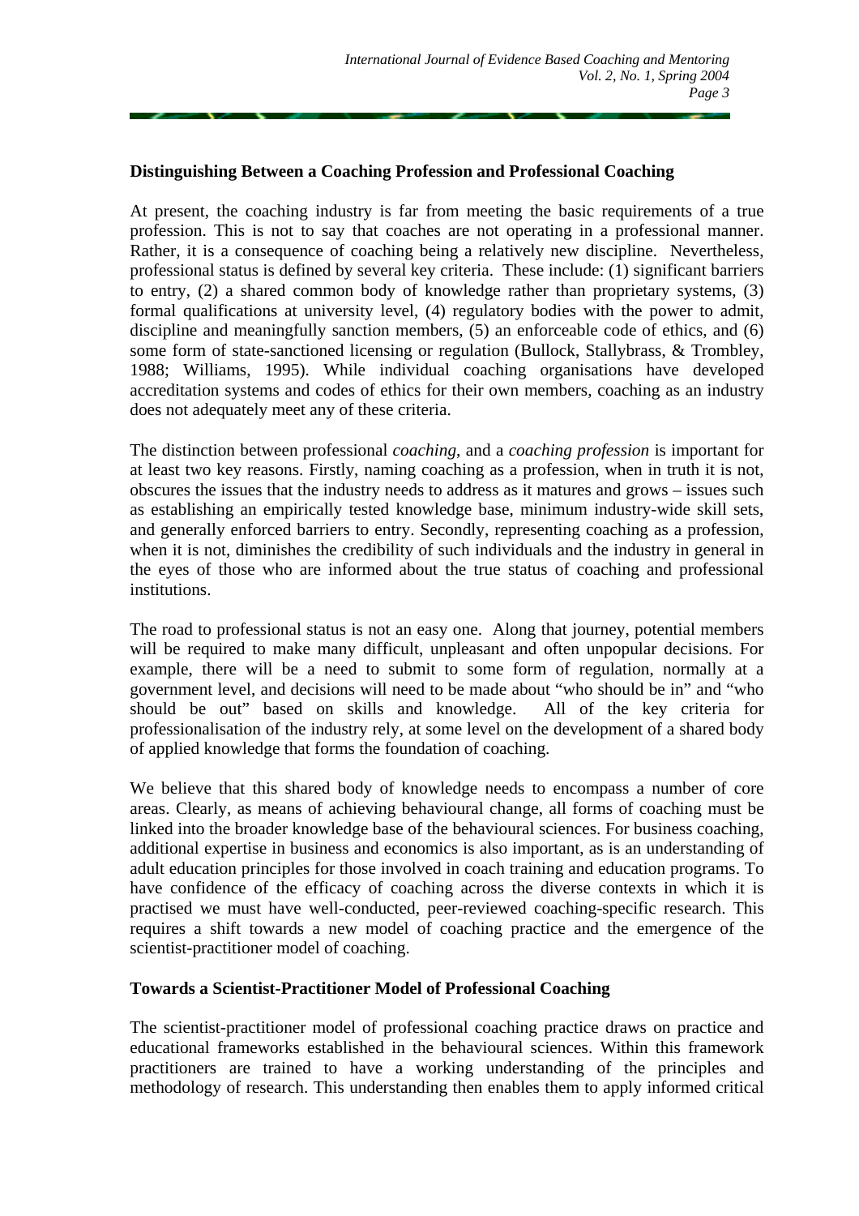## Distinguishing Between a Coaching Profession and Professional Coaching

At present, the coaching industry is far from meeting the basic requirements of a true profession. This is not to say that coaches are not operating in a professional manner. Rather, it is a consequence of coaching being a relatively new discipline. Nevertheless, professional status is defined by several key criteria. These include: (1) significant barriers to entry, (2) a shared common body of knowledge rather than proprietary systems, (3) formal qualifications at university level, (4) regulatory bodies with the power to admit, discipline and meaningfully sanction members, (5) an enforceable code of ethics, and (6) some form of state-sanctioned licensing or regulation (Bullock, Stallybrass, & Trombley, 1988; Williams, 1995). While individual coaching organisations have developed accreditation systems and codes of ethics for their own members, coaching as an industry does not adequately meet any of these criteria.

The distinction between professional *coaching*, and a *coaching profession* is important for at least two key reasons. Firstly, naming coaching as a profession, when in truth it is not, obscures the issues that the industry needs to address as it matures and grows – issues such as establishing an empirically tested knowledge base, minimum industry-wide skill sets, and generally enforced barriers to entry. Secondly, representing coaching as a profession, when it is not, diminishes the credibility of such individuals and the industry in general in the eyes of those who are informed about the true status of coaching and professional institutions.

The road to professional status is not an easy one. Along that journey, potential members will be required to make many difficult, unpleasant and often unpopular decisions. For example, there will be a need to submit to some form of regulation, normally at a government level, and decisions will need to be made about "who should be in" and "who should be out" based on skills and knowledge. All of the key criteria for professionalisation of the industry rely, at some level on the development of a shared body of applied knowledge that forms the foundation of coaching.

We believe that this shared body of knowledge needs to encompass a number of core areas. Clearly, as means of achieving behavioural change, all forms of coaching must be linked into the broader knowledge base of the behavioural sciences. For business coaching, additional expertise in business and economics is also important, as is an understanding of adult education principles for those involved in coach training and education programs. To have confidence of the efficacy of coaching across the diverse contexts in which it is practised we must have well-conducted, peer-reviewed coaching-specific research. This requires a shift towards a new model of coaching practice and the emergence of the scientist-practitioner model of coaching.

## Towards a Scientist-Practitioner Model of Professional Coaching

The scientist-practitioner model of professional coaching practice draws on practice and educational frameworks established in the behavioural sciences. Within this framework practitioners are trained to have a working understanding of the principles and methodology of research. This understanding then enables them to apply informed critical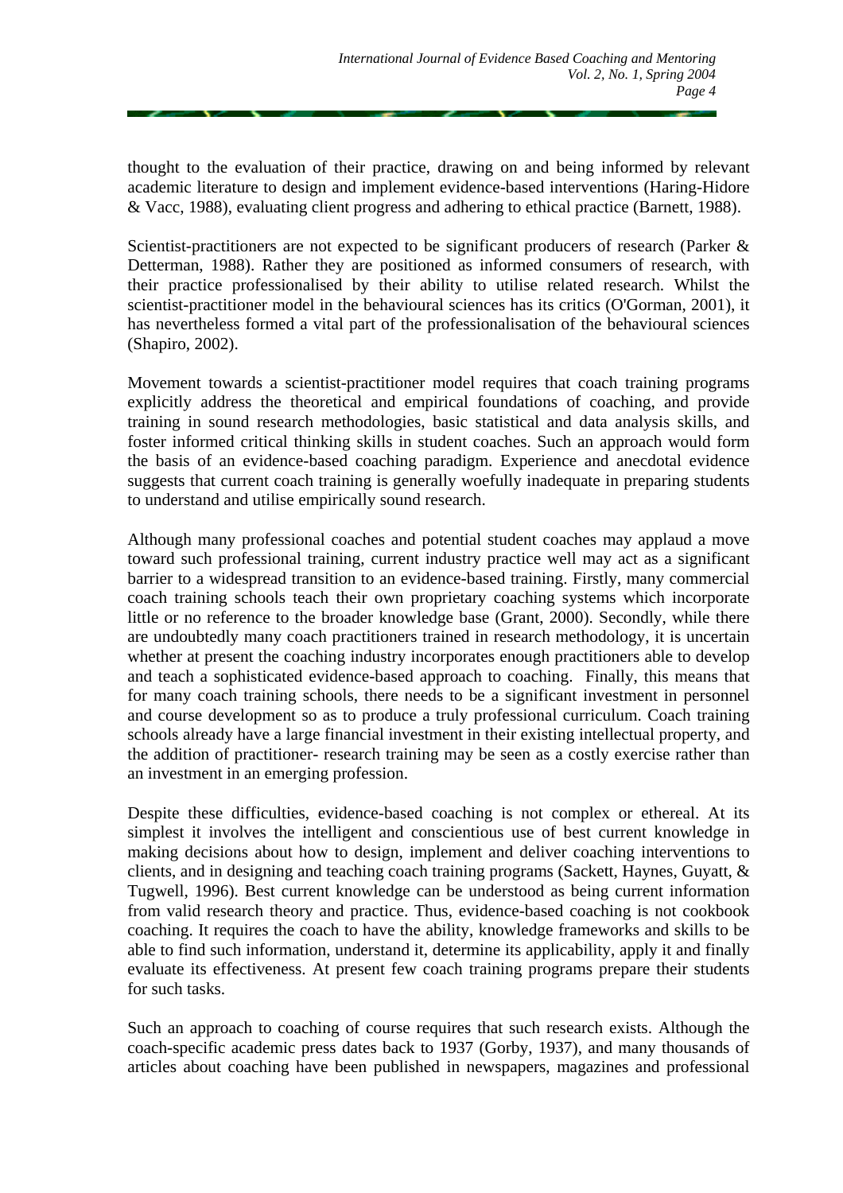thought to the evaluation of their practice, drawing on and being informed by relevant academic literature to design and implement evidence-based interventions (Haring-Hidore & Vacc, 1988), evaluating client progress and adhering to ethical practice (Barnett, 1988).

Scientist-practitioners are not expected to be significant producers of research (Parker & Detterman, 1988). Rather they are positioned as informed consumers of research, with their practice professionalised by their ability to utilise related research. Whilst the scientist-practitioner model in the behavioural sciences has its critics (O'Gorman, 2001), it has nevertheless formed a vital part of the professionalisation of the behavioural sciences (Shapiro, 2002).

Movement towards a scientist-practitioner model requires that coach training programs explicitly address the theoretical and empirical foundations of coaching, and provide training in sound research methodologies, basic statistical and data analysis skills, and foster informed critical thinking skills in student coaches. Such an approach would form the basis of an evidence-based coaching paradigm. Experience and anecdotal evidence suggests that current coach training is generally woefully inadequate in preparing students to understand and utilise empirically sound research.

Although many professional coaches and potential student coaches may applaud a move toward such professional training, current industry practice well may act as a significant barrier to a widespread transition to an evidence-based training. Firstly, many commercial coach training schools teach their own proprietary coaching systems which incorporate little or no reference to the broader knowledge base (Grant, 2000). Secondly, while there are undoubtedly many coach practitioners trained in research methodology, it is uncertain whether at present the coaching industry incorporates enough practitioners able to develop and teach a sophisticated evidence-based approach to coaching. Finally, this means that for many coach training schools, there needs to be a significant investment in personnel and course development so as to produce a truly professional curriculum. Coach training schools already have a large financial investment in their existing intellectual property, and the addition of practitioner- research training may be seen as a costly exercise rather than an investment in an emerging profession.

Despite these difficulties, evidence-based coaching is not complex or ethereal. At its simplest it involves the intelligent and conscientious use of best current knowledge in making decisions about how to design, implement and deliver coaching interventions to clients, and in designing and teaching coach training programs (Sackett, Haynes, Guyatt, & Tugwell, 1996). Best current knowledge can be understood as being current information from valid research theory and practice. Thus, evidence-based coaching is not cookbook coaching. It requires the coach to have the ability, knowledge frameworks and skills to be able to find such information, understand it, determine its applicability, apply it and finally evaluate its effectiveness. At present few coach training programs prepare their students for such tasks.

Such an approach to coaching of course requires that such research exists. Although the coach-specific academic press dates back to 1937 (Gorby, 1937), and many thousands of articles about coaching have been published in newspapers, magazines and professional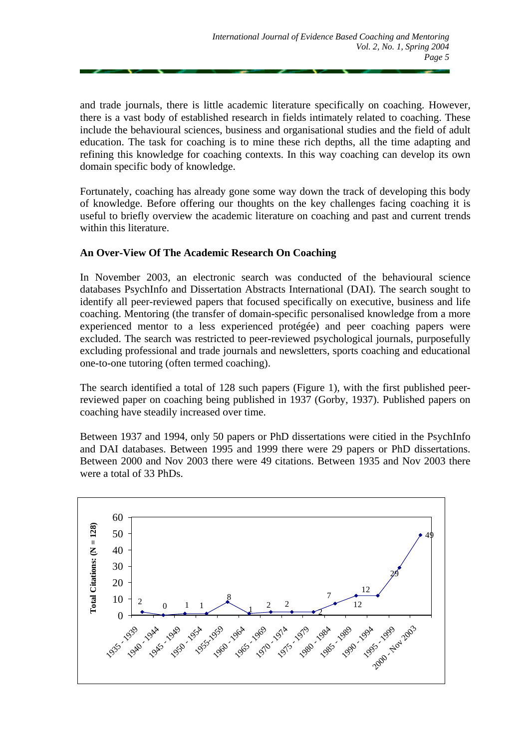and trade journals, there is little academic literature specifically on coaching. However, there is a vast body of established research in fields intimately related to coaching. These include the behavioural sciences, business and organisational studies and the field of adult education. The task for coaching is to mine these rich depths, all the time adapting and refining this knowledge for coaching contexts. In this way coaching can develop its own domain specific body of knowledge.

Fortunately, coaching has already gone some way down the track of developing this body of knowledge. Before offering our thoughts on the key challenges facing coaching it is useful to briefly overview the academic literature on coaching and past and current trends within this literature.

**An Over-View Of The Academic Research On Coaching**

In November 2003, an electronic search was conducted of the behavioural science databases PsychInfo and Dissertation Abstracts International (DAI). The search sought to identify all peer-reviewed papers that focused specifically on executive, business and life coaching. Mentoring (the transfer of domain-specific personalised knowledge from a more experienced mentor to a less experienced protégée) and peer coaching papers were excluded. The search was restricted to peer-reviewed psychological journals, purposefully excluding professional and trade journals and newsletters, sports coaching and educational one-to-one tutoring (often termed coaching).

The search identified a total of 128 such papers (Figure 1), with the first published peer-reviewed paper on coaching being published in 1937 (Gorby, 1937). Published papers on coaching have steadily increased over time.

Between 1937 and 1994, only 50 papers or PhD dissertations were citied in the PsychInfo and DAI databases. Between 1995 and 1999 there were 29 papers or PhD dissertations. Between 2000 and Nov 2003 there were 49 citations. Between 1935 and Nov 2003 there were a total of 33 PhDs.

Total Citations: (N = 128)

0
10
20
30
40
50
60

2 0 1 1 8 1 2 2 2 7 12 12 29 49

1935 - 1939
1940 - 1944
1945 - 1949
1950 - 1954
1955-1959
1960 - 1964
1965 - 1969
1970 - 1974
1975 - 1979
1980 - 1984
1985 - 1989
1990 - 1994
1995 - 1999
2000 - Nov 2003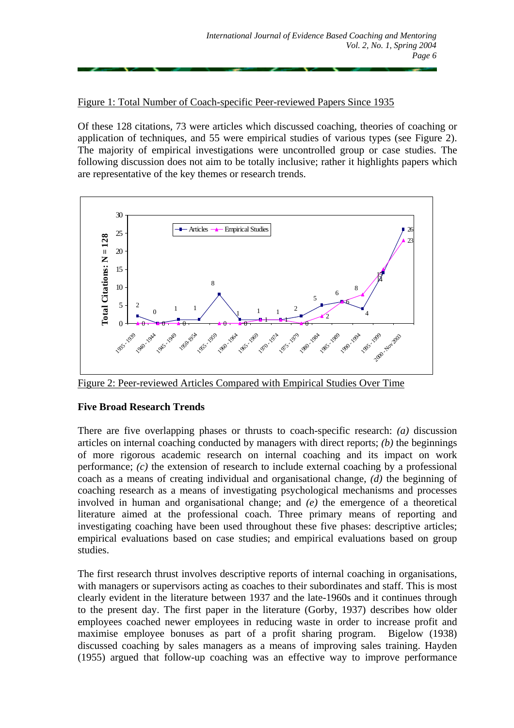Figure 1: Total Number of Coach-specific Peer-reviewed Papers Since 1935

Of these 128 citations, 73 were articles which discussed coaching, theories of coaching or application of techniques, and 55 were empirical studies of various types (see Figure 2). The majority of empirical investigations were uncontrolled group or case studies. The following discussion does not aim to be totally inclusive; rather it highlights papers which are representative of the key themes or research trends.

Total Citations: N = 128

Articles
Empirical Studies

30
25
20
15
10
5
0

2 0 1 1 8 1 1 1 2 5 6 8 4 14 26
0 0 0 0 0 1 1 0 2 6 8 15 23

1935 - 1939
1940 - 1944
1945 - 1949
1950-1954
1955 - 1959
1960 - 1964
1965 - 1969
1970 - 1974
1975 - 1979
1980 - 1984
1985 - 1989
1990 - 1994
1995 - 1999
2000 - Nov 2003

Figure 2: Peer-reviewed Articles Compared with Empirical Studies Over Time

## Five Broad Research Trends

There are five overlapping phases or thrusts to coach-specific research: *(a)* discussion articles on internal coaching conducted by managers with direct reports; *(b)* the beginnings of more rigorous academic research on internal coaching and its impact on work performance; *(c)* the extension of research to include external coaching by a professional coach as a means of creating individual and organisational change, *(d)* the beginning of coaching research as a means of investigating psychological mechanisms and processes involved in human and organisational change; and *(e)* the emergence of a theoretical literature aimed at the professional coach. Three primary means of reporting and investigating coaching have been used throughout these five phases: descriptive articles; empirical evaluations based on case studies; and empirical evaluations based on group studies.

The first research thrust involves descriptive reports of internal coaching in organisations, with managers or supervisors acting as coaches to their subordinates and staff. This is most clearly evident in the literature between 1937 and the late-1960s and it continues through to the present day. The first paper in the literature (Gorby, 1937) describes how older employees coached newer employees in reducing waste in order to increase profit and maximise employee bonuses as part of a profit sharing program. Bigelow (1938) discussed coaching by sales managers as a means of improving sales training. Hayden (1955) argued that follow-up coaching was an effective way to improve performance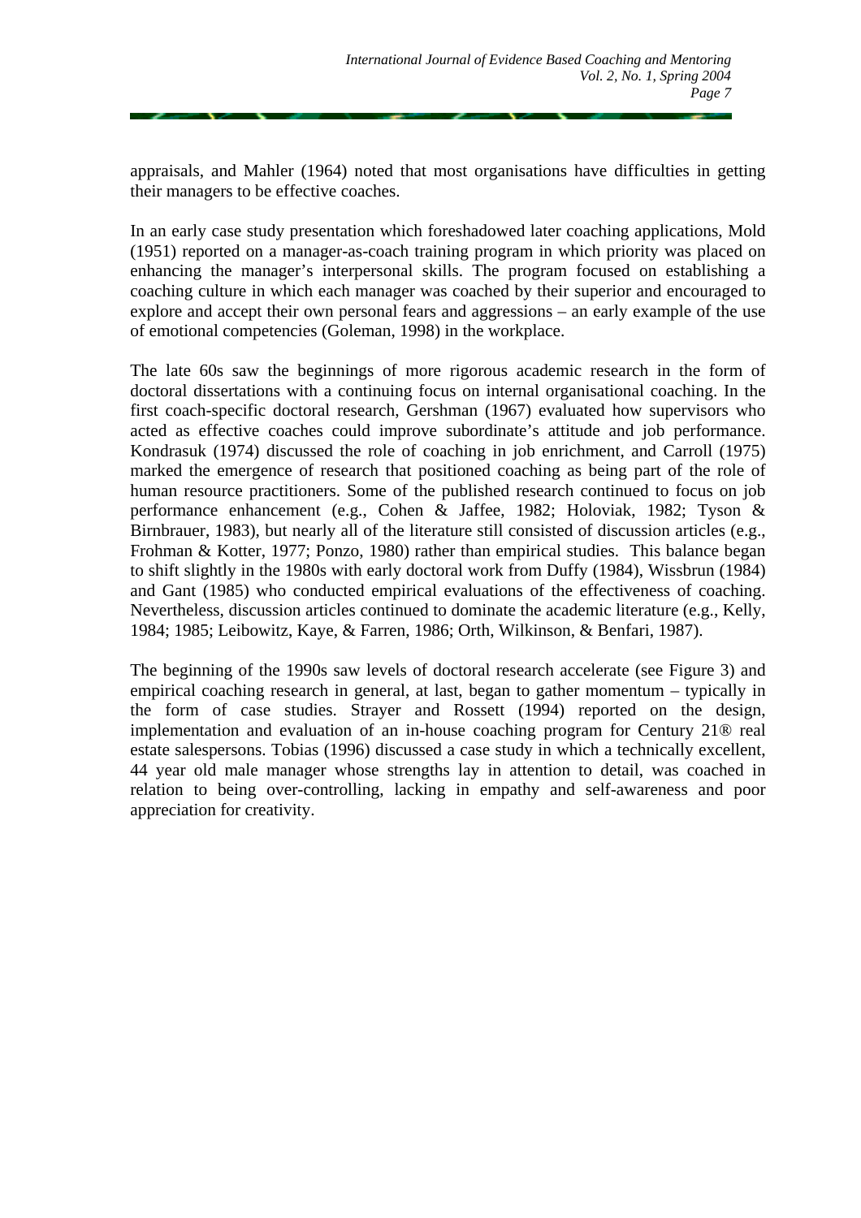appraisals, and Mahler (1964) noted that most organisations have difficulties in getting their managers to be effective coaches.

In an early case study presentation which foreshadowed later coaching applications, Mold (1951) reported on a manager-as-coach training program in which priority was placed on enhancing the manager's interpersonal skills. The program focused on establishing a coaching culture in which each manager was coached by their superior and encouraged to explore and accept their own personal fears and aggressions – an early example of the use of emotional competencies (Goleman, 1998) in the workplace.

The late 60s saw the beginnings of more rigorous academic research in the form of doctoral dissertations with a continuing focus on internal organisational coaching. In the first coach-specific doctoral research, Gershman (1967) evaluated how supervisors who acted as effective coaches could improve subordinate's attitude and job performance. Kondrasuk (1974) discussed the role of coaching in job enrichment, and Carroll (1975) marked the emergence of research that positioned coaching as being part of the role of human resource practitioners. Some of the published research continued to focus on job performance enhancement (e.g., Cohen & Jaffee, 1982; Holoviak, 1982; Tyson & Birnbrauer, 1983), but nearly all of the literature still consisted of discussion articles (e.g., Frohman & Kotter, 1977; Ponzo, 1980) rather than empirical studies. This balance began to shift slightly in the 1980s with early doctoral work from Duffy (1984), Wissbrun (1984) and Gant (1985) who conducted empirical evaluations of the effectiveness of coaching. Nevertheless, discussion articles continued to dominate the academic literature (e.g., Kelly, 1984; 1985; Leibowitz, Kaye, & Farren, 1986; Orth, Wilkinson, & Benfari, 1987).

The beginning of the 1990s saw levels of doctoral research accelerate (see Figure 3) and empirical coaching research in general, at last, began to gather momentum – typically in the form of case studies. Strayer and Rossett (1994) reported on the design, implementation and evaluation of an in-house coaching program for Century 21® real estate salespersons. Tobias (1996) discussed a case study in which a technically excellent, 44 year old male manager whose strengths lay in attention to detail, was coached in relation to being over-controlling, lacking in empathy and self-awareness and poor appreciation for creativity.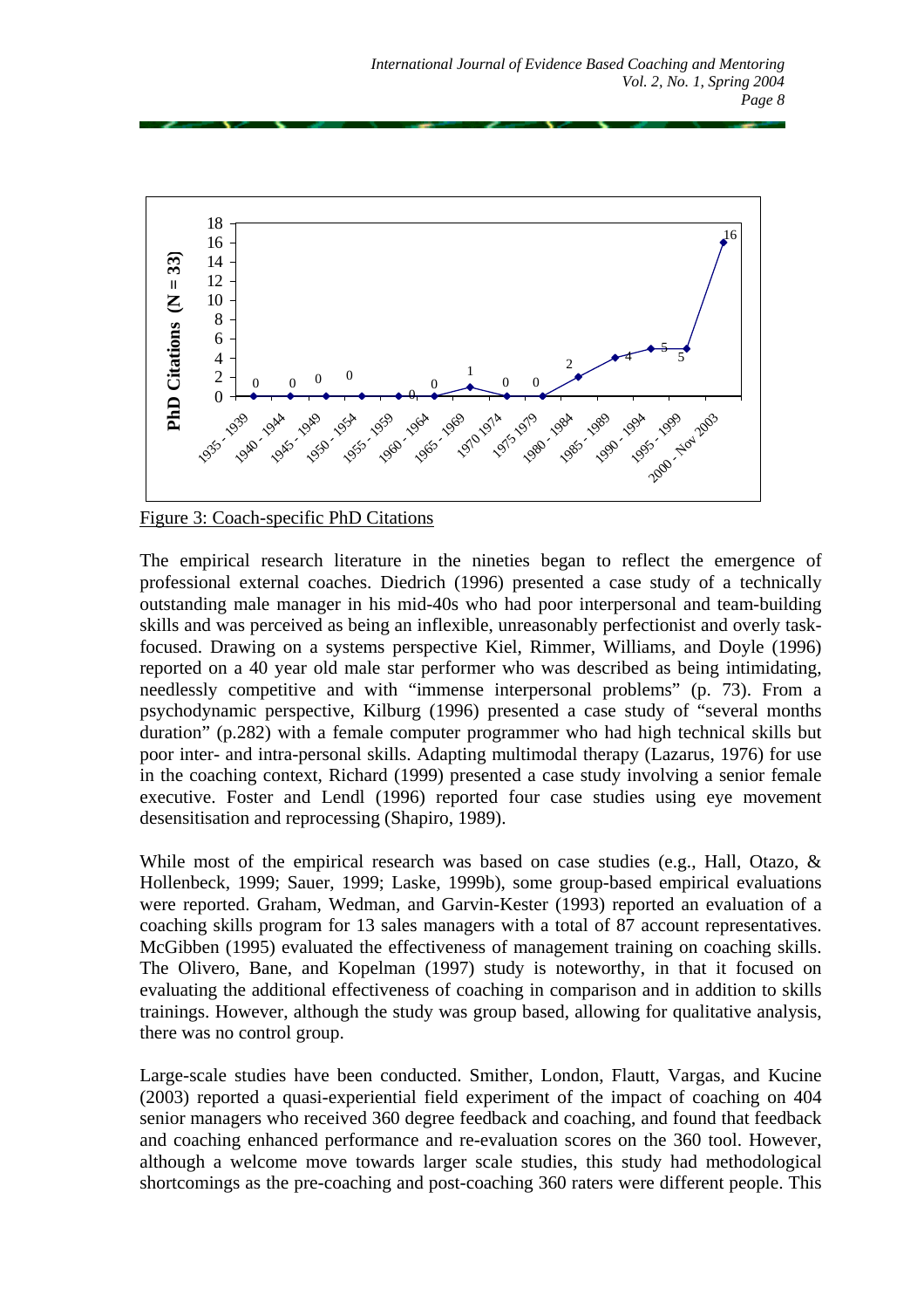Figure 3: Coach-specific PhD Citations

The empirical research literature in the nineties began to reflect the emergence of professional external coaches. Diedrich (1996) presented a case study of a technically outstanding male manager in his mid-40s who had poor interpersonal and team-building skills and was perceived as being an inflexible, unreasonably perfectionist and overly task-focused. Drawing on a systems perspective Kiel, Rimmer, Williams, and Doyle (1996) reported on a 40 year old male star performer who was described as being intimidating, needlessly competitive and with "immense interpersonal problems" (p. 73). From a psychodynamic perspective, Kilburg (1996) presented a case study of "several months duration" (p.282) with a female computer programmer who had high technical skills but poor inter- and intra-personal skills. Adapting multimodal therapy (Lazarus, 1976) for use in the coaching context, Richard (1999) presented a case study involving a senior female executive. Foster and Lendl (1996) reported four case studies using eye movement desensitisation and reprocessing (Shapiro, 1989).

While most of the empirical research was based on case studies (e.g., Hall, Otazo, & Hollenbeck, 1999; Sauer, 1999; Laske, 1999b), some group-based empirical evaluations were reported. Graham, Wedman, and Garvin-Kester (1993) reported an evaluation of a coaching skills program for 13 sales managers with a total of 87 account representatives. McGibben (1995) evaluated the effectiveness of management training on coaching skills. The Olivero, Bane, and Kopelman (1997) study is noteworthy, in that it focused on evaluating the additional effectiveness of coaching in comparison and in addition to skills trainings. However, although the study was group based, allowing for qualitative analysis, there was no control group.

Large-scale studies have been conducted. Smither, London, Flautt, Vargas, and Kucine (2003) reported a quasi-experiential field experiment of the impact of coaching on 404 senior managers who received 360 degree feedback and coaching, and found that feedback and coaching enhanced performance and re-evaluation scores on the 360 tool. However, although a welcome move towards larger scale studies, this study had methodological shortcomings as the pre-coaching and post-coaching 360 raters were different people. This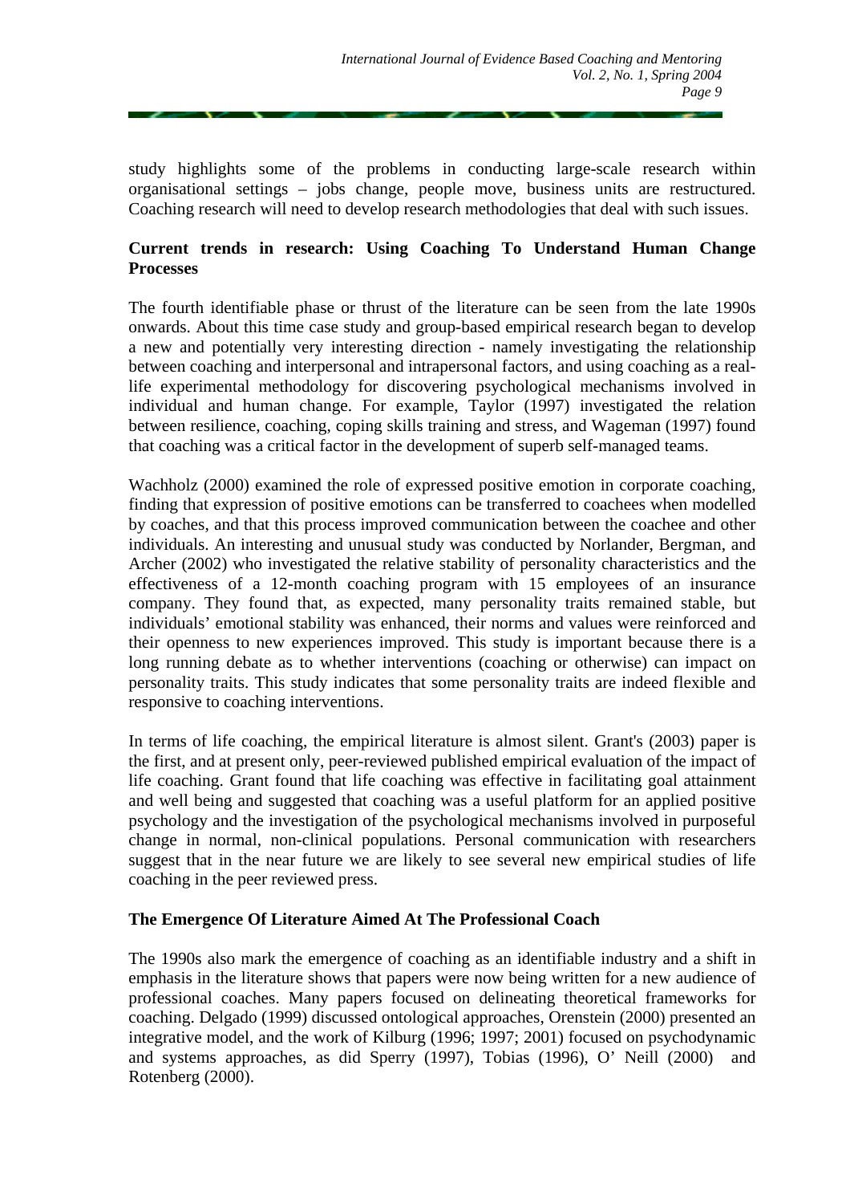study highlights some of the problems in conducting large-scale research within organisational settings – jobs change, people move, business units are restructured. Coaching research will need to develop research methodologies that deal with such issues.

**Current trends in research: Using Coaching To Understand Human Change Processes**

The fourth identifiable phase or thrust of the literature can be seen from the late 1990s onwards. About this time case study and group-based empirical research began to develop a new and potentially very interesting direction - namely investigating the relationship between coaching and interpersonal and intrapersonal factors, and using coaching as a real-life experimental methodology for discovering psychological mechanisms involved in individual and human change. For example, Taylor (1997) investigated the relation between resilience, coaching, coping skills training and stress, and Wageman (1997) found that coaching was a critical factor in the development of superb self-managed teams.

Wachholz (2000) examined the role of expressed positive emotion in corporate coaching, finding that expression of positive emotions can be transferred to coachees when modelled by coaches, and that this process improved communication between the coachee and other individuals. An interesting and unusual study was conducted by Norlander, Bergman, and Archer (2002) who investigated the relative stability of personality characteristics and the effectiveness of a 12-month coaching program with 15 employees of an insurance company. They found that, as expected, many personality traits remained stable, but individuals' emotional stability was enhanced, their norms and values were reinforced and their openness to new experiences improved. This study is important because there is a long running debate as to whether interventions (coaching or otherwise) can impact on personality traits. This study indicates that some personality traits are indeed flexible and responsive to coaching interventions.

In terms of life coaching, the empirical literature is almost silent. Grant's (2003) paper is the first, and at present only, peer-reviewed published empirical evaluation of the impact of life coaching. Grant found that life coaching was effective in facilitating goal attainment and well being and suggested that coaching was a useful platform for an applied positive psychology and the investigation of the psychological mechanisms involved in purposeful change in normal, non-clinical populations. Personal communication with researchers suggest that in the near future we are likely to see several new empirical studies of life coaching in the peer reviewed press.

**The Emergence Of Literature Aimed At The Professional Coach**

The 1990s also mark the emergence of coaching as an identifiable industry and a shift in emphasis in the literature shows that papers were now being written for a new audience of professional coaches. Many papers focused on delineating theoretical frameworks for coaching. Delgado (1999) discussed ontological approaches, Orenstein (2000) presented an integrative model, and the work of Kilburg (1996; 1997; 2001) focused on psychodynamic and systems approaches, as did Sperry (1997), Tobias (1996), O' Neill (2000) and Rotenberg (2000).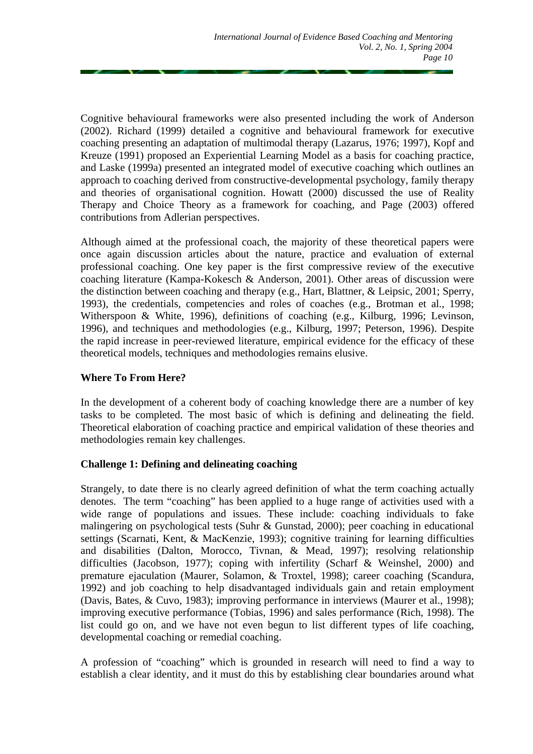Cognitive behavioural frameworks were also presented including the work of Anderson (2002). Richard (1999) detailed a cognitive and behavioural framework for executive coaching presenting an adaptation of multimodal therapy (Lazarus, 1976; 1997), Kopf and Kreuze (1991) proposed an Experiential Learning Model as a basis for coaching practice, and Laske (1999a) presented an integrated model of executive coaching which outlines an approach to coaching derived from constructive-developmental psychology, family therapy and theories of organisational cognition. Howatt (2000) discussed the use of Reality Therapy and Choice Theory as a framework for coaching, and Page (2003) offered contributions from Adlerian perspectives.

Although aimed at the professional coach, the majority of these theoretical papers were once again discussion articles about the nature, practice and evaluation of external professional coaching. One key paper is the first compressive review of the executive coaching literature (Kampa-Kokesch & Anderson, 2001). Other areas of discussion were the distinction between coaching and therapy (e.g., Hart, Blattner, & Leipsic, 2001; Sperry, 1993), the credentials, competencies and roles of coaches (e.g., Brotman et al., 1998; Witherspoon & White, 1996), definitions of coaching (e.g., Kilburg, 1996; Levinson, 1996), and techniques and methodologies (e.g., Kilburg, 1997; Peterson, 1996). Despite the rapid increase in peer-reviewed literature, empirical evidence for the efficacy of these theoretical models, techniques and methodologies remains elusive.

## Where To From Here?

In the development of a coherent body of coaching knowledge there are a number of key tasks to be completed. The most basic of which is defining and delineating the field. Theoretical elaboration of coaching practice and empirical validation of these theories and methodologies remain key challenges.

### Challenge 1: Defining and delineating coaching

Strangely, to date there is no clearly agreed definition of what the term coaching actually denotes. The term "coaching" has been applied to a huge range of activities used with a wide range of populations and issues. These include: coaching individuals to fake malingering on psychological tests (Suhr & Gunstad, 2000); peer coaching in educational settings (Scarnati, Kent, & MacKenzie, 1993); cognitive training for learning difficulties and disabilities (Dalton, Morocco, Tivnan, & Mead, 1997); resolving relationship difficulties (Jacobson, 1977); coping with infertility (Scharf & Weinshel, 2000) and premature ejaculation (Maurer, Solamon, & Troxtel, 1998); career coaching (Scandura, 1992) and job coaching to help disadvantaged individuals gain and retain employment (Davis, Bates, & Cuvo, 1983); improving performance in interviews (Maurer et al., 1998); improving executive performance (Tobias, 1996) and sales performance (Rich, 1998). The list could go on, and we have not even begun to list different types of life coaching, developmental coaching or remedial coaching.

A profession of "coaching" which is grounded in research will need to find a way to establish a clear identity, and it must do this by establishing clear boundaries around what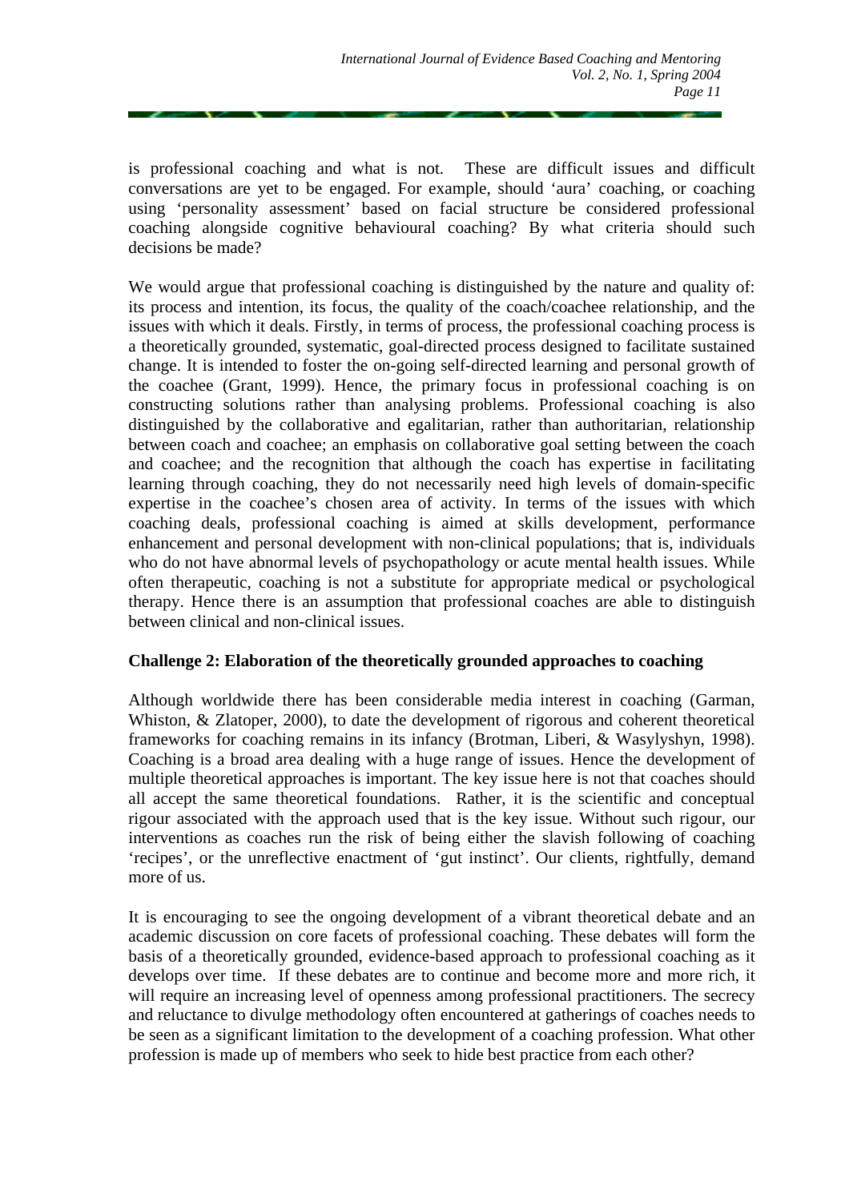is professional coaching and what is not. These are difficult issues and difficult conversations are yet to be engaged. For example, should 'aura' coaching, or coaching using 'personality assessment' based on facial structure be considered professional coaching alongside cognitive behavioural coaching? By what criteria should such decisions be made?

We would argue that professional coaching is distinguished by the nature and quality of: its process and intention, its focus, the quality of the coach/coachee relationship, and the issues with which it deals. Firstly, in terms of process, the professional coaching process is a theoretically grounded, systematic, goal-directed process designed to facilitate sustained change. It is intended to foster the on-going self-directed learning and personal growth of the coachee (Grant, 1999). Hence, the primary focus in professional coaching is on constructing solutions rather than analysing problems. Professional coaching is also distinguished by the collaborative and egalitarian, rather than authoritarian, relationship between coach and coachee; an emphasis on collaborative goal setting between the coach and coachee; and the recognition that although the coach has expertise in facilitating learning through coaching, they do not necessarily need high levels of domain-specific expertise in the coachee's chosen area of activity. In terms of the issues with which coaching deals, professional coaching is aimed at skills development, performance enhancement and personal development with non-clinical populations; that is, individuals who do not have abnormal levels of psychopathology or acute mental health issues. While often therapeutic, coaching is not a substitute for appropriate medical or psychological therapy. Hence there is an assumption that professional coaches are able to distinguish between clinical and non-clinical issues.

**Challenge 2: Elaboration of the theoretically grounded approaches to coaching**

Although worldwide there has been considerable media interest in coaching (Garman, Whiston, & Zlatoper, 2000), to date the development of rigorous and coherent theoretical frameworks for coaching remains in its infancy (Brotman, Liberi, & Wasylyshyn, 1998). Coaching is a broad area dealing with a huge range of issues. Hence the development of multiple theoretical approaches is important. The key issue here is not that coaches should all accept the same theoretical foundations. Rather, it is the scientific and conceptual rigour associated with the approach used that is the key issue. Without such rigour, our interventions as coaches run the risk of being either the slavish following of coaching 'recipes', or the unreflective enactment of 'gut instinct'. Our clients, rightfully, demand more of us.

It is encouraging to see the ongoing development of a vibrant theoretical debate and an academic discussion on core facets of professional coaching. These debates will form the basis of a theoretically grounded, evidence-based approach to professional coaching as it develops over time. If these debates are to continue and become more and more rich, it will require an increasing level of openness among professional practitioners. The secrecy and reluctance to divulge methodology often encountered at gatherings of coaches needs to be seen as a significant limitation to the development of a coaching profession. What other profession is made up of members who seek to hide best practice from each other?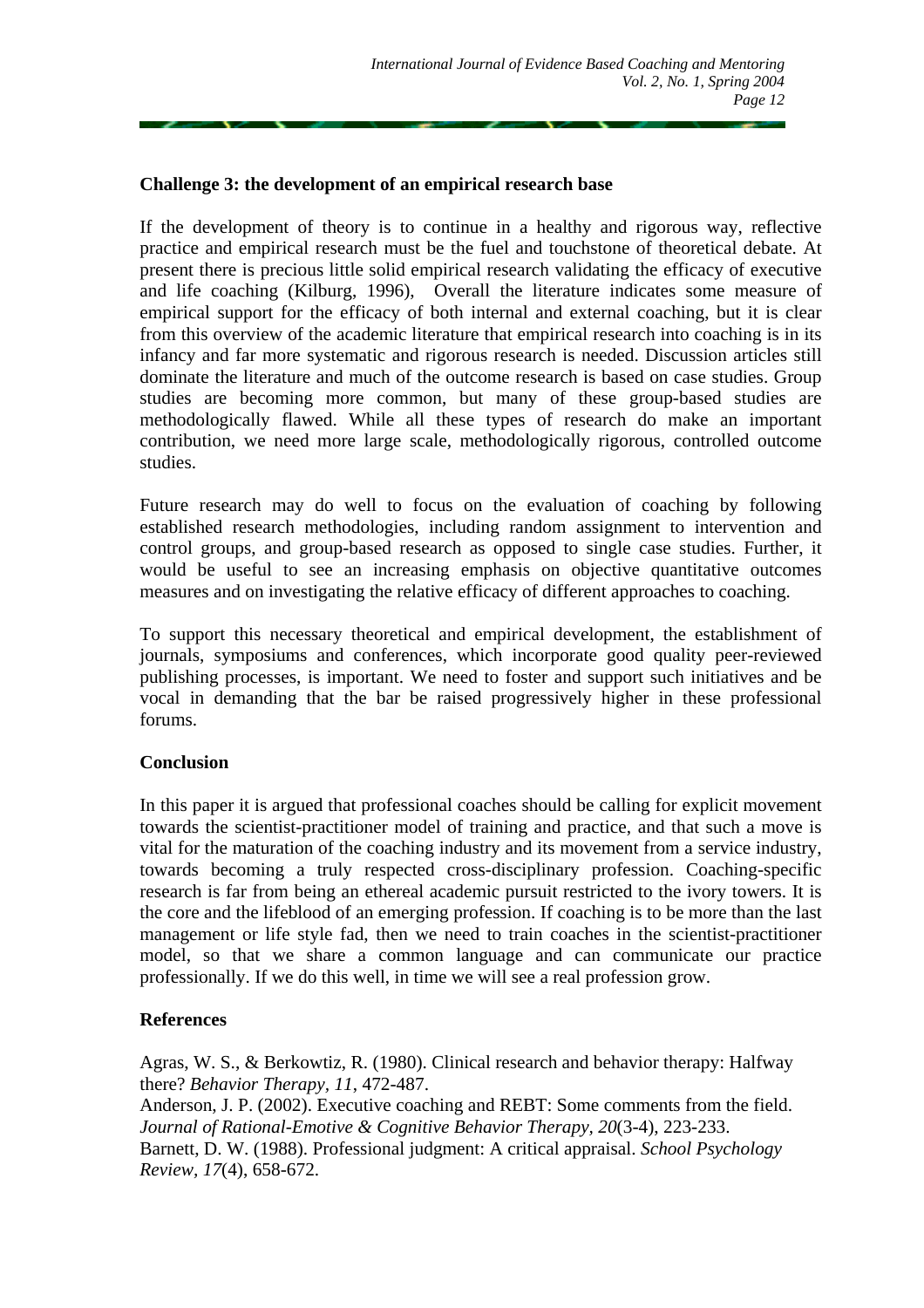**Challenge 3: the development of an empirical research base**

If the development of theory is to continue in a healthy and rigorous way, reflective practice and empirical research must be the fuel and touchstone of theoretical debate. At present there is precious little solid empirical research validating the efficacy of executive and life coaching (Kilburg, 1996), Overall the literature indicates some measure of empirical support for the efficacy of both internal and external coaching, but it is clear from this overview of the academic literature that empirical research into coaching is in its infancy and far more systematic and rigorous research is needed. Discussion articles still dominate the literature and much of the outcome research is based on case studies. Group studies are becoming more common, but many of these group-based studies are methodologically flawed. While all these types of research do make an important contribution, we need more large scale, methodologically rigorous, controlled outcome studies.

Future research may do well to focus on the evaluation of coaching by following established research methodologies, including random assignment to intervention and control groups, and group-based research as opposed to single case studies. Further, it would be useful to see an increasing emphasis on objective quantitative outcomes measures and on investigating the relative efficacy of different approaches to coaching.

To support this necessary theoretical and empirical development, the establishment of journals, symposiums and conferences, which incorporate good quality peer-reviewed publishing processes, is important. We need to foster and support such initiatives and be vocal in demanding that the bar be raised progressively higher in these professional forums.

**Conclusion**

In this paper it is argued that professional coaches should be calling for explicit movement towards the scientist-practitioner model of training and practice, and that such a move is vital for the maturation of the coaching industry and its movement from a service industry, towards becoming a truly respected cross-disciplinary profession. Coaching-specific research is far from being an ethereal academic pursuit restricted to the ivory towers. It is the core and the lifeblood of an emerging profession. If coaching is to be more than the last management or life style fad, then we need to train coaches in the scientist-practitioner model, so that we share a common language and can communicate our practice professionally. If we do this well, in time we will see a real profession grow.

**References**

Agras, W. S., & Berkowtiz, R. (1980). Clinical research and behavior therapy: Halfway there? *Behavior Therapy, 11*, 472-487.
Anderson, J. P. (2002). Executive coaching and REBT: Some comments from the field. *Journal of Rational-Emotive & Cognitive Behavior Therapy, 20*(3-4), 223-233.
Barnett, D. W. (1988). Professional judgment: A critical appraisal. *School Psychology Review, 17*(4), 658-672.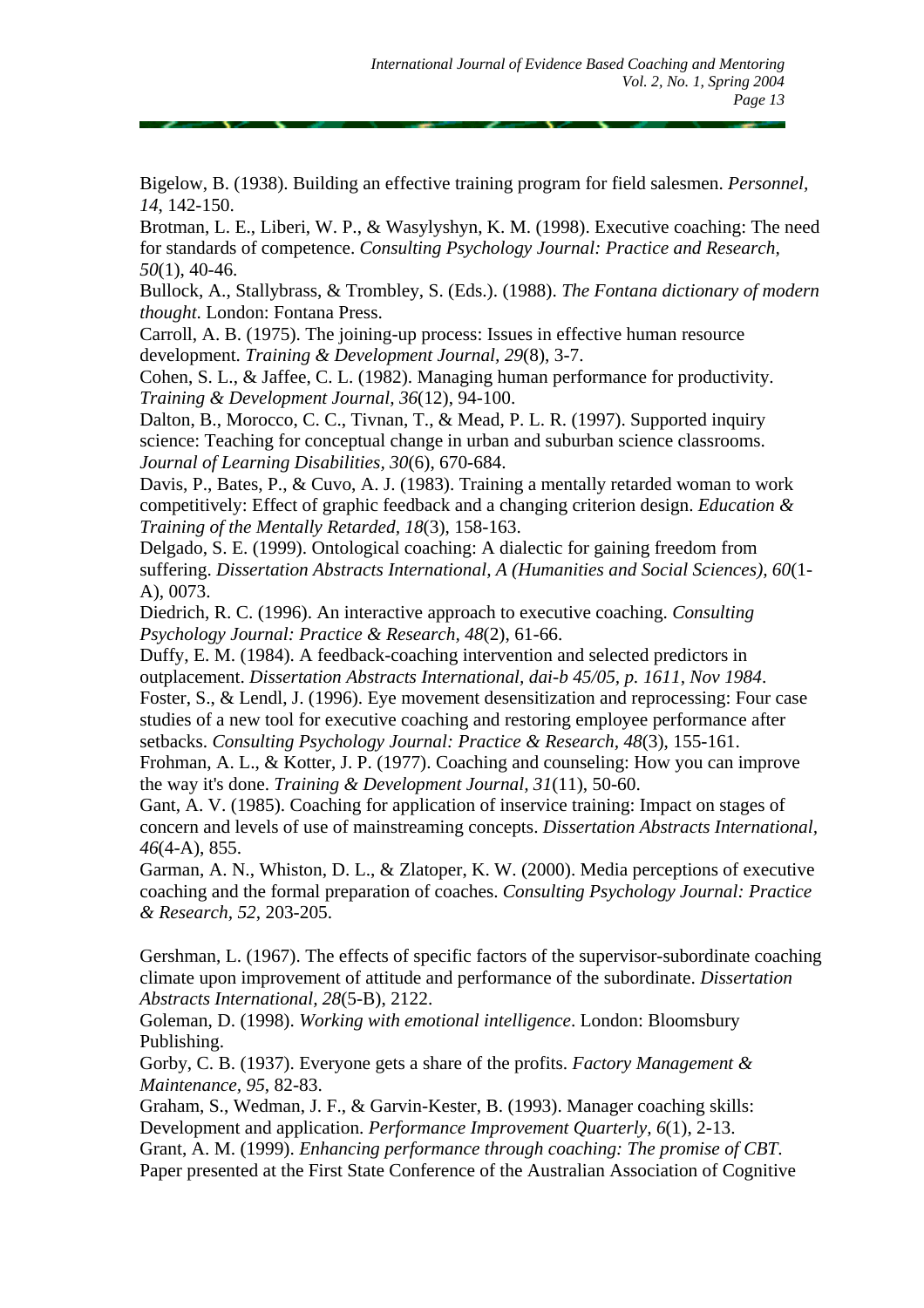Bigelow, B. (1938). Building an effective training program for field salesmen. *Personnel, 14*, 142-150.

Brotman, L. E., Liberi, W. P., & Wasylyshyn, K. M. (1998). Executive coaching: The need for standards of competence. *Consulting Psychology Journal: Practice and Research, 50*(1), 40-46.

Bullock, A., Stallybrass, & Trombley, S. (Eds.). (1988). *The Fontana dictionary of modern thought*. London: Fontana Press.

Carroll, A. B. (1975). The joining-up process: Issues in effective human resource development. *Training & Development Journal, 29*(8), 3-7.

Cohen, S. L., & Jaffee, C. L. (1982). Managing human performance for productivity. *Training & Development Journal, 36*(12), 94-100.

Dalton, B., Morocco, C. C., Tivnan, T., & Mead, P. L. R. (1997). Supported inquiry science: Teaching for conceptual change in urban and suburban science classrooms. *Journal of Learning Disabilities, 30*(6), 670-684.

Davis, P., Bates, P., & Cuvo, A. J. (1983). Training a mentally retarded woman to work competitively: Effect of graphic feedback and a changing criterion design. *Education & Training of the Mentally Retarded, 18*(3), 158-163.

Delgado, S. E. (1999). Ontological coaching: A dialectic for gaining freedom from suffering. *Dissertation Abstracts International, A (Humanities and Social Sciences), 60*(1-A), 0073.

Diedrich, R. C. (1996). An interactive approach to executive coaching. *Consulting Psychology Journal: Practice & Research, 48*(2), 61-66.

Duffy, E. M. (1984). A feedback-coaching intervention and selected predictors in outplacement. *Dissertation Abstracts International, dai-b 45/05, p. 1611, Nov 1984*.

Foster, S., & Lendl, J. (1996). Eye movement desensitization and reprocessing: Four case studies of a new tool for executive coaching and restoring employee performance after setbacks. *Consulting Psychology Journal: Practice & Research, 48*(3), 155-161.

Frohman, A. L., & Kotter, J. P. (1977). Coaching and counseling: How you can improve the way it's done. *Training & Development Journal, 31*(11), 50-60.

Gant, A. V. (1985). Coaching for application of inservice training: Impact on stages of concern and levels of use of mainstreaming concepts. *Dissertation Abstracts International, 46*(4-A), 855.

Garman, A. N., Whiston, D. L., & Zlatoper, K. W. (2000). Media perceptions of executive coaching and the formal preparation of coaches. *Consulting Psychology Journal: Practice & Research, 52*, 203-205.

Gershman, L. (1967). The effects of specific factors of the supervisor-subordinate coaching climate upon improvement of attitude and performance of the subordinate. *Dissertation Abstracts International, 28*(5-B), 2122.

Goleman, D. (1998). *Working with emotional intelligence*. London: Bloomsbury Publishing.

Gorby, C. B. (1937). Everyone gets a share of the profits. *Factory Management & Maintenance, 95*, 82-83.

Graham, S., Wedman, J. F., & Garvin-Kester, B. (1993). Manager coaching skills: Development and application. *Performance Improvement Quarterly, 6*(1), 2-13.

Grant, A. M. (1999). *Enhancing performance through coaching: The promise of CBT.* Paper presented at the First State Conference of the Australian Association of Cognitive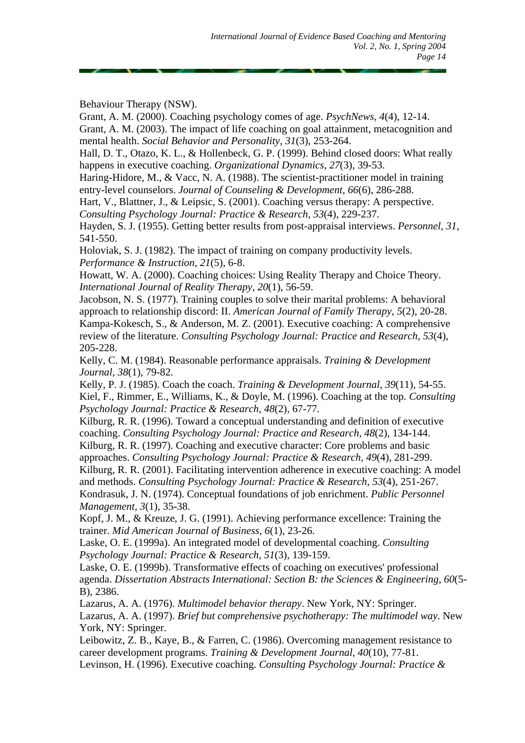Behaviour Therapy (NSW).

Grant, A. M. (2000). Coaching psychology comes of age. *PsychNews, 4*(4), 12-14.

Grant, A. M. (2003). The impact of life coaching on goal attainment, metacognition and mental health. *Social Behavior and Personality, 31*(3), 253-264.

Hall, D. T., Otazo, K. L., & Hollenbeck, G. P. (1999). Behind closed doors: What really happens in executive coaching. *Organizational Dynamics, 27*(3), 39-53.

Haring-Hidore, M., & Vacc, N. A. (1988). The scientist-practitioner model in training entry-level counselors. *Journal of Counseling & Development, 66*(6), 286-288.

Hart, V., Blattner, J., & Leipsic, S. (2001). Coaching versus therapy: A perspective. *Consulting Psychology Journal: Practice & Research, 53*(4), 229-237.

Hayden, S. J. (1955). Getting better results from post-appraisal interviews. *Personnel, 31*, 541-550.

Holoviak, S. J. (1982). The impact of training on company productivity levels. *Performance & Instruction, 21*(5), 6-8.

Howatt, W. A. (2000). Coaching choices: Using Reality Therapy and Choice Theory. *International Journal of Reality Therapy, 20*(1), 56-59.

Jacobson, N. S. (1977). Training couples to solve their marital problems: A behavioral approach to relationship discord: II. *American Journal of Family Therapy, 5*(2), 20-28.

Kampa-Kokesch, S., & Anderson, M. Z. (2001). Executive coaching: A comprehensive review of the literature. *Consulting Psychology Journal: Practice and Research, 53*(4), 205-228.

Kelly, C. M. (1984). Reasonable performance appraisals. *Training & Development Journal, 38*(1), 79-82.

Kelly, P. J. (1985). Coach the coach. *Training & Development Journal, 39*(11), 54-55.

Kiel, F., Rimmer, E., Williams, K., & Doyle, M. (1996). Coaching at the top. *Consulting Psychology Journal: Practice & Research, 48*(2), 67-77.

Kilburg, R. R. (1996). Toward a conceptual understanding and definition of executive coaching. *Consulting Psychology Journal: Practice and Research, 48*(2), 134-144.

Kilburg, R. R. (1997). Coaching and executive character: Core problems and basic approaches. *Consulting Psychology Journal: Practice & Research, 49*(4), 281-299.

Kilburg, R. R. (2001). Facilitating intervention adherence in executive coaching: A model and methods. *Consulting Psychology Journal: Practice & Research, 53*(4), 251-267.

Kondrasuk, J. N. (1974). Conceptual foundations of job enrichment. *Public Personnel Management, 3*(1), 35-38.

Kopf, J. M., & Kreuze, J. G. (1991). Achieving performance excellence: Training the trainer. *Mid American Journal of Business, 6*(1), 23-26.

Laske, O. E. (1999a). An integrated model of developmental coaching. *Consulting Psychology Journal: Practice & Research, 51*(3), 139-159.

Laske, O. E. (1999b). Transformative effects of coaching on executives' professional agenda. *Dissertation Abstracts International: Section B: the Sciences & Engineering, 60*(5-B), 2386.

Lazarus, A. A. (1976). *Multimodel behavior therapy*. New York, NY: Springer.

Lazarus, A. A. (1997). *Brief but comprehensive psychotherapy: The multimodel way*. New York, NY: Springer.

Leibowitz, Z. B., Kaye, B., & Farren, C. (1986). Overcoming management resistance to career development programs. *Training & Development Journal, 40*(10), 77-81.

Levinson, H. (1996). Executive coaching. *Consulting Psychology Journal: Practice &*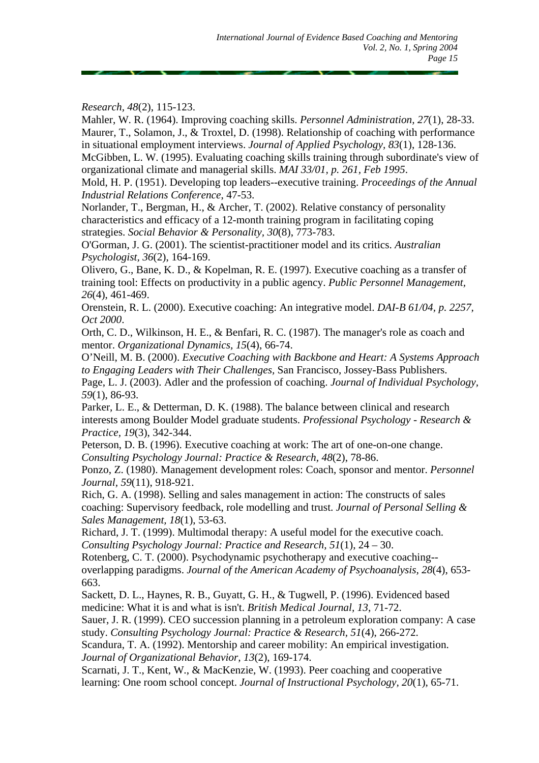*Research, 48*(2), 115-123.

Mahler, W. R. (1964). Improving coaching skills. *Personnel Administration, 27*(1), 28-33.

Maurer, T., Solamon, J., & Troxtel, D. (1998). Relationship of coaching with performance in situational employment interviews. *Journal of Applied Psychology, 83*(1), 128-136.

McGibben, L. W. (1995). Evaluating coaching skills training through subordinate's view of organizational climate and managerial skills. *MAI 33/01, p. 261, Feb 1995*.

Mold, H. P. (1951). Developing top leaders--executive training. *Proceedings of the Annual Industrial Relations Conference*, 47-53.

Norlander, T., Bergman, H., & Archer, T. (2002). Relative constancy of personality characteristics and efficacy of a 12-month training program in facilitating coping strategies. *Social Behavior & Personality, 30*(8), 773-783.

O'Gorman, J. G. (2001). The scientist-practitioner model and its critics. *Australian Psychologist, 36*(2), 164-169.

Olivero, G., Bane, K. D., & Kopelman, R. E. (1997). Executive coaching as a transfer of training tool: Effects on productivity in a public agency. *Public Personnel Management, 26*(4), 461-469.

Orenstein, R. L. (2000). Executive coaching: An integrative model. *DAI-B 61/04, p. 2257, Oct 2000*.

Orth, C. D., Wilkinson, H. E., & Benfari, R. C. (1987). The manager's role as coach and mentor. *Organizational Dynamics, 15*(4), 66-74.

O'Neill, M. B. (2000). *Executive Coaching with Backbone and Heart: A Systems Approach to Engaging Leaders with Their Challenges,* San Francisco, Jossey-Bass Publishers.

Page, L. J. (2003). Adler and the profession of coaching. *Journal of Individual Psychology, 59*(1), 86-93.

Parker, L. E., & Detterman, D. K. (1988). The balance between clinical and research interests among Boulder Model graduate students. *Professional Psychology - Research & Practice, 19*(3), 342-344.

Peterson, D. B. (1996). Executive coaching at work: The art of one-on-one change. *Consulting Psychology Journal: Practice & Research, 48*(2), 78-86.

Ponzo, Z. (1980). Management development roles: Coach, sponsor and mentor. *Personnel Journal, 59*(11), 918-921.

Rich, G. A. (1998). Selling and sales management in action: The constructs of sales coaching: Supervisory feedback, role modelling and trust. *Journal of Personal Selling & Sales Management, 18*(1), 53-63.

Richard, J. T. (1999). Multimodal therapy: A useful model for the executive coach. *Consulting Psychology Journal: Practice and Research, 51*(1), 24 – 30.

Rotenberg, C. T. (2000). Psychodynamic psychotherapy and executive coaching--overlapping paradigms. *Journal of the American Academy of Psychoanalysis, 28*(4), 653-663.

Sackett, D. L., Haynes, R. B., Guyatt, G. H., & Tugwell, P. (1996). Evidenced based medicine: What it is and what is isn't. *British Medical Journal, 13*, 71-72.

Sauer, J. R. (1999). CEO succession planning in a petroleum exploration company: A case study. *Consulting Psychology Journal: Practice & Research, 51*(4), 266-272.

Scandura, T. A. (1992). Mentorship and career mobility: An empirical investigation. *Journal of Organizational Behavior, 13*(2), 169-174.

Scarnati, J. T., Kent, W., & MacKenzie, W. (1993). Peer coaching and cooperative learning: One room school concept. *Journal of Instructional Psychology, 20*(1), 65-71.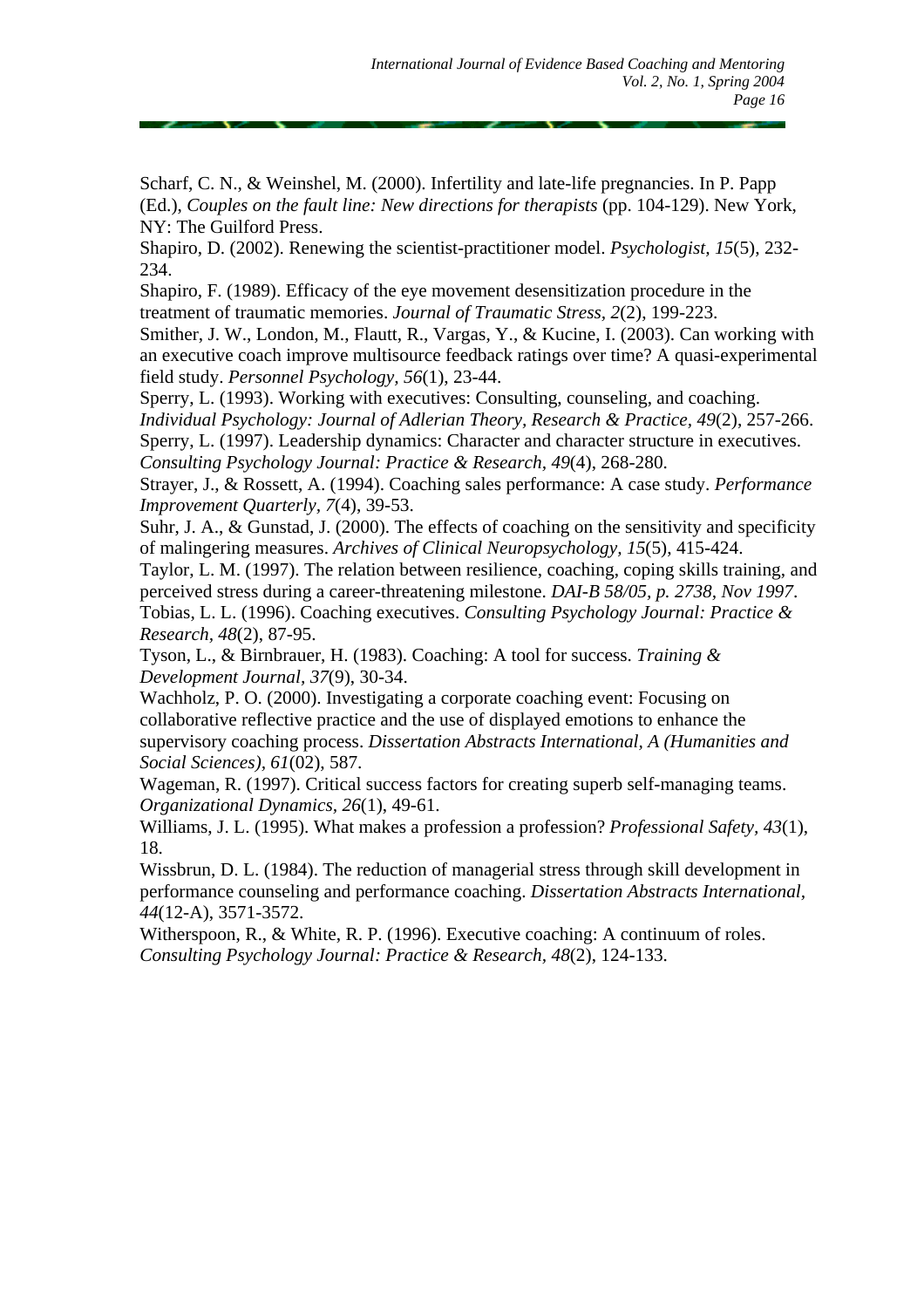Scharf, C. N., & Weinshel, M. (2000). Infertility and late-life pregnancies. In P. Papp (Ed.), *Couples on the fault line: New directions for therapists* (pp. 104-129). New York, NY: The Guilford Press.

Shapiro, D. (2002). Renewing the scientist-practitioner model. *Psychologist, 15*(5), 232-234.

Shapiro, F. (1989). Efficacy of the eye movement desensitization procedure in the treatment of traumatic memories. *Journal of Traumatic Stress, 2*(2), 199-223.

Smither, J. W., London, M., Flautt, R., Vargas, Y., & Kucine, I. (2003). Can working with an executive coach improve multisource feedback ratings over time? A quasi-experimental field study. *Personnel Psychology, 56*(1), 23-44.

Sperry, L. (1993). Working with executives: Consulting, counseling, and coaching. *Individual Psychology: Journal of Adlerian Theory, Research & Practice, 49*(2), 257-266.

Sperry, L. (1997). Leadership dynamics: Character and character structure in executives. *Consulting Psychology Journal: Practice & Research, 49*(4), 268-280.

Strayer, J., & Rossett, A. (1994). Coaching sales performance: A case study. *Performance Improvement Quarterly, 7*(4), 39-53.

Suhr, J. A., & Gunstad, J. (2000). The effects of coaching on the sensitivity and specificity of malingering measures. *Archives of Clinical Neuropsychology, 15*(5), 415-424.

Taylor, L. M. (1997). The relation between resilience, coaching, coping skills training, and perceived stress during a career-threatening milestone. *DAI-B 58/05, p. 2738, Nov 1997*.

Tobias, L. L. (1996). Coaching executives. *Consulting Psychology Journal: Practice & Research, 48*(2), 87-95.

Tyson, L., & Birnbrauer, H. (1983). Coaching: A tool for success. *Training & Development Journal, 37*(9), 30-34.

Wachholz, P. O. (2000). Investigating a corporate coaching event: Focusing on collaborative reflective practice and the use of displayed emotions to enhance the supervisory coaching process. *Dissertation Abstracts International, A (Humanities and Social Sciences), 61*(02), 587.

Wageman, R. (1997). Critical success factors for creating superb self-managing teams. *Organizational Dynamics, 26*(1), 49-61.

Williams, J. L. (1995). What makes a profession a profession? *Professional Safety, 43*(1), 18.

Wissbrun, D. L. (1984). The reduction of managerial stress through skill development in performance counseling and performance coaching. *Dissertation Abstracts International, 44*(12-A), 3571-3572.

Witherspoon, R., & White, R. P. (1996). Executive coaching: A continuum of roles. *Consulting Psychology Journal: Practice & Research, 48*(2), 124-133.